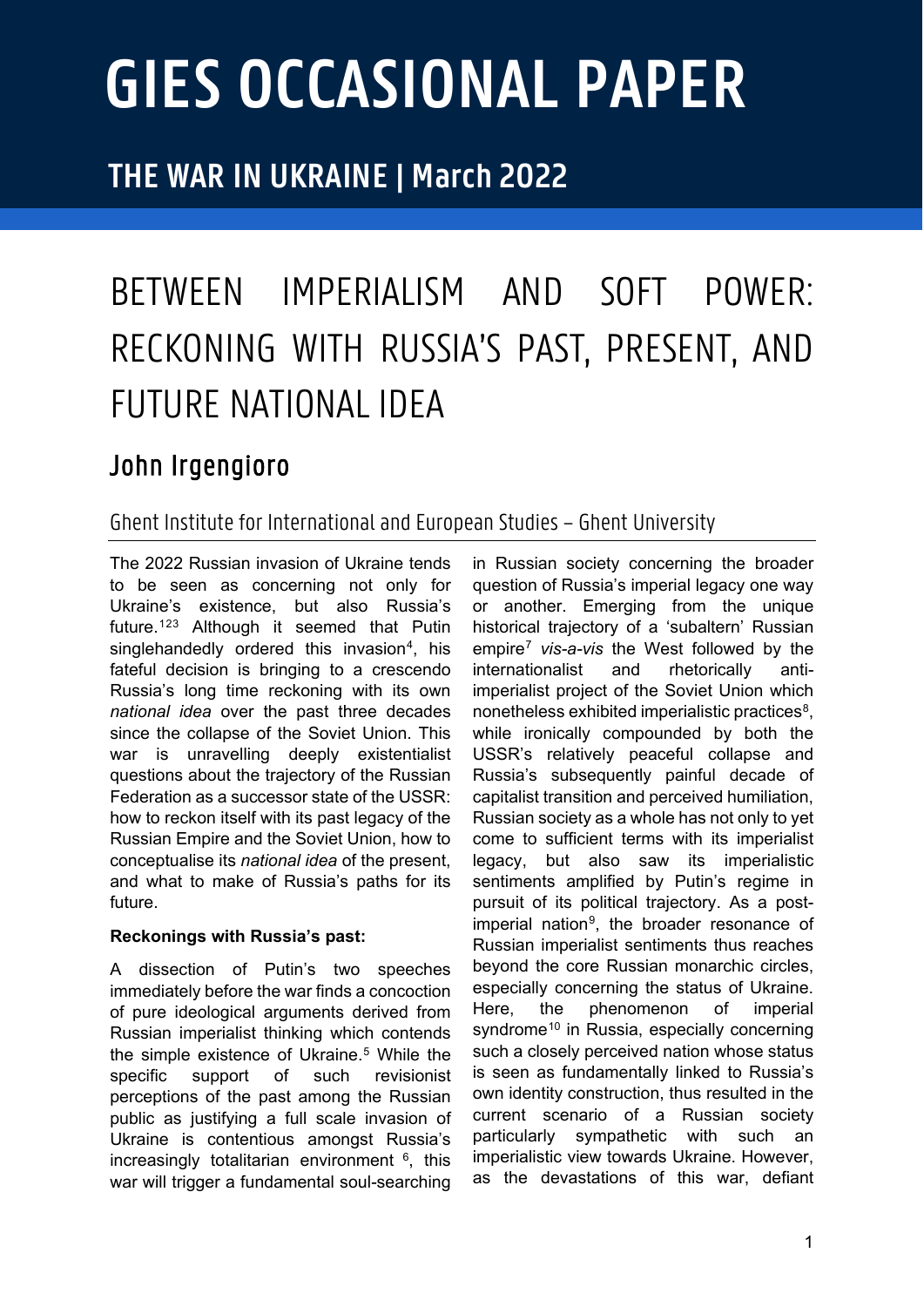# GIES OCCASIONAL PAPER

## THE WAR IN UKRAINE | March 2022

# BETWEEN IMPERIALISM AND SOFT POWER: RECKONING WITH RUSSIA'S PAST, PRESENT, AND FUTURE NATIONAL IDEA

## John Irgengioro

Ghent Institute for International and European Studies – Ghent University

The 2022 Russian invasion of Ukraine tends to be seen as concerning not only for Ukraine's existence, but also Russia's future.[1][2][3] Although it seemed that Putin singlehandedly ordered this invasion[4], his fateful decision is bringing to a crescendo Russia's long time reckoning with its own *national idea* over the past three decades since the collapse of the Soviet Union. This war is unravelling deeply existentialist questions about the trajectory of the Russian Federation as a successor state of the USSR: how to reckon itself with its past legacy of the Russian Empire and the Soviet Union, how to conceptualise its *national idea* of the present, and what to make of Russia's paths for its future.

**Reckonings with Russia's past:**

A dissection of Putin's two speeches immediately before the war finds a concoction of pure ideological arguments derived from Russian imperialist thinking which contends the simple existence of Ukraine.[5] While the specific support of such revisionist perceptions of the past among the Russian public as justifying a full scale invasion of Ukraine is contentious amongst Russia's increasingly totalitarian environment [6], this war will trigger a fundamental soul-searching in Russian society concerning the broader question of Russia's imperial legacy one way or another. Emerging from the unique historical trajectory of a 'subaltern' Russian empire[7] *vis-a-vis* the West followed by the internationalist and rhetorically anti-imperialist project of the Soviet Union which nonetheless exhibited imperialistic practices[8], while ironically compounded by both the USSR's relatively peaceful collapse and Russia's subsequently painful decade of capitalist transition and perceived humiliation, Russian society as a whole has not only to yet come to sufficient terms with its imperialist legacy, but also saw its imperialistic sentiments amplified by Putin's regime in pursuit of its political trajectory. As a post-imperial nation[9], the broader resonance of Russian imperialist sentiments thus reaches beyond the core Russian monarchic circles, especially concerning the status of Ukraine. Here, the phenomenon of imperial syndrome[10] in Russia, especially concerning such a closely perceived nation whose status is seen as fundamentally linked to Russia's own identity construction, thus resulted in the current scenario of a Russian society particularly sympathetic with such an imperialistic view towards Ukraine. However, as the devastations of this war, defiant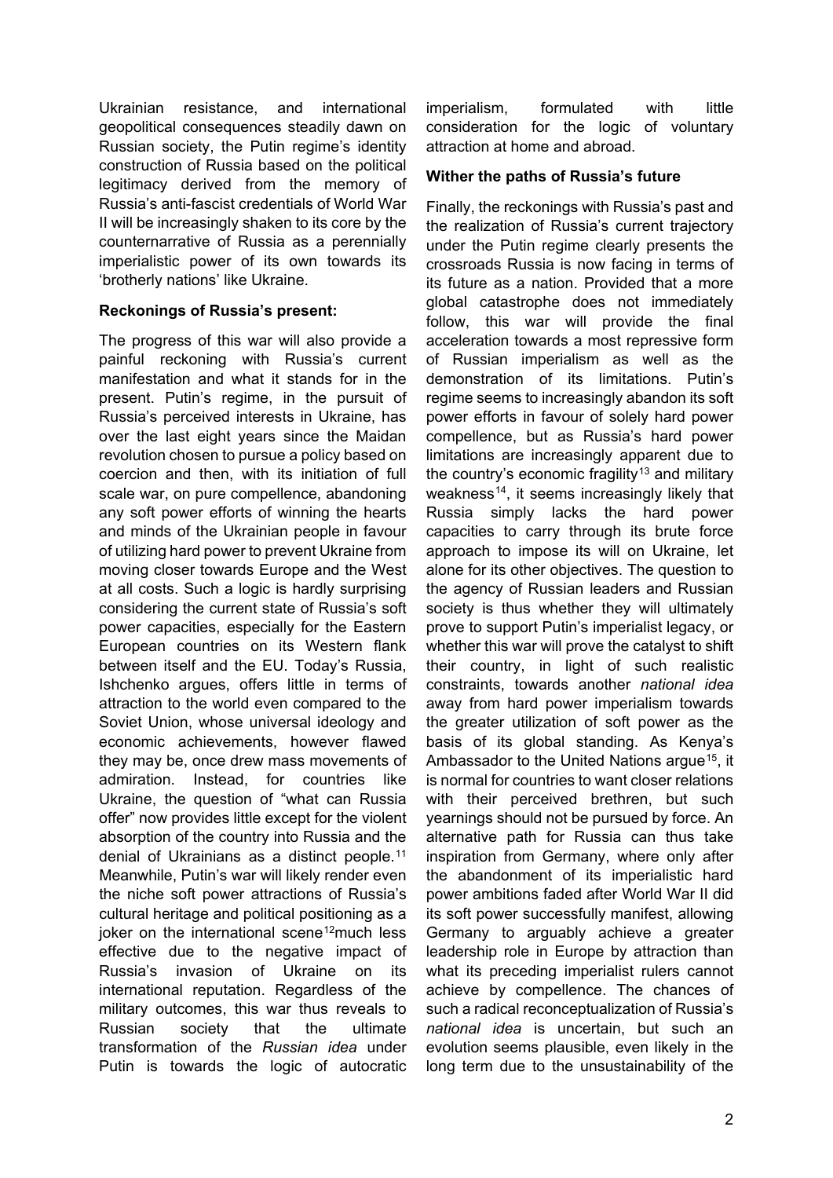Ukrainian resistance, and international geopolitical consequences steadily dawn on Russian society, the Putin regime's identity construction of Russia based on the political legitimacy derived from the memory of Russia's anti-fascist credentials of World War II will be increasingly shaken to its core by the counternarrative of Russia as a perennially imperialistic power of its own towards its 'brotherly nations' like Ukraine.

**Reckonings of Russia's present:**

The progress of this war will also provide a painful reckoning with Russia's current manifestation and what it stands for in the present. Putin's regime, in the pursuit of Russia's perceived interests in Ukraine, has over the last eight years since the Maidan revolution chosen to pursue a policy based on coercion and then, with its initiation of full scale war, on pure compellence, abandoning any soft power efforts of winning the hearts and minds of the Ukrainian people in favour of utilizing hard power to prevent Ukraine from moving closer towards Europe and the West at all costs. Such a logic is hardly surprising considering the current state of Russia's soft power capacities, especially for the Eastern European countries on its Western flank between itself and the EU. Today's Russia, Ishchenko argues, offers little in terms of attraction to the world even compared to the Soviet Union, whose universal ideology and economic achievements, however flawed they may be, once drew mass movements of admiration. Instead, for countries like Ukraine, the question of "what can Russia offer" now provides little except for the violent absorption of the country into Russia and the denial of Ukrainians as a distinct people.[11] Meanwhile, Putin's war will likely render even the niche soft power attractions of Russia's cultural heritage and political positioning as a joker on the international scene[12]much less effective due to the negative impact of Russia's invasion of Ukraine on its international reputation. Regardless of the military outcomes, this war thus reveals to Russian society that the ultimate transformation of the *Russian idea* under Putin is towards the logic of autocratic imperialism, formulated with little consideration for the logic of voluntary attraction at home and abroad.

**Wither the paths of Russia's future**

Finally, the reckonings with Russia's past and the realization of Russia's current trajectory under the Putin regime clearly presents the crossroads Russia is now facing in terms of its future as a nation. Provided that a more global catastrophe does not immediately follow, this war will provide the final acceleration towards a most repressive form of Russian imperialism as well as the demonstration of its limitations. Putin's regime seems to increasingly abandon its soft power efforts in favour of solely hard power compellence, but as Russia's hard power limitations are increasingly apparent due to the country's economic fragility[13] and military weakness[14], it seems increasingly likely that Russia simply lacks the hard power capacities to carry through its brute force approach to impose its will on Ukraine, let alone for its other objectives. The question to the agency of Russian leaders and Russian society is thus whether they will ultimately prove to support Putin's imperialist legacy, or whether this war will prove the catalyst to shift their country, in light of such realistic constraints, towards another *national idea* away from hard power imperialism towards the greater utilization of soft power as the basis of its global standing. As Kenya's Ambassador to the United Nations argue[15], it is normal for countries to want closer relations with their perceived brethren, but such yearnings should not be pursued by force. An alternative path for Russia can thus take inspiration from Germany, where only after the abandonment of its imperialistic hard power ambitions faded after World War II did its soft power successfully manifest, allowing Germany to arguably achieve a greater leadership role in Europe by attraction than what its preceding imperialist rulers cannot achieve by compellence. The chances of such a radical reconceptualization of Russia's *national idea* is uncertain, but such an evolution seems plausible, even likely in the long term due to the unsustainability of the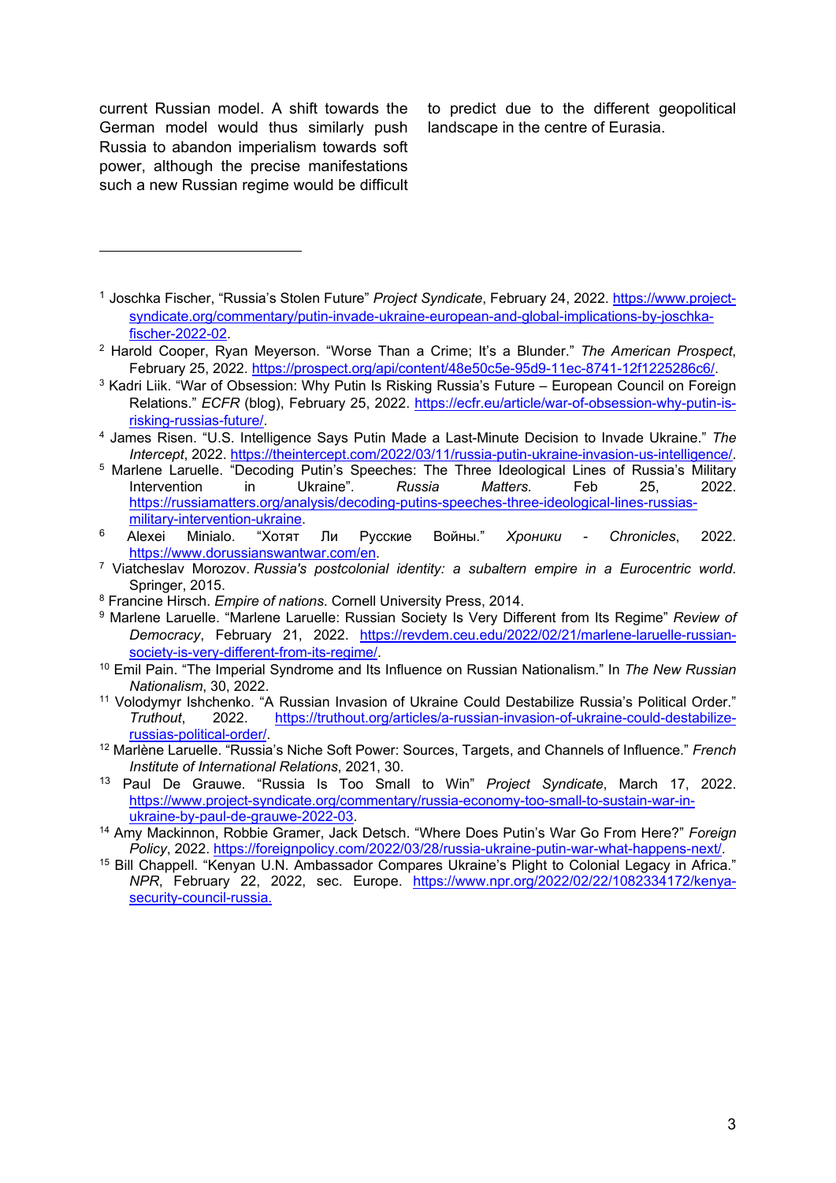current Russian model. A shift towards the German model would thus similarly push Russia to abandon imperialism towards soft power, although the precise manifestations such a new Russian regime would be difficult to predict due to the different geopolitical landscape in the centre of Eurasia.

---

[1] Joschka Fischer, "Russia's Stolen Future" *Project Syndicate*, February 24, 2022. https://www.project-syndicate.org/commentary/putin-invade-ukraine-european-and-global-implications-by-joschka-fischer-2022-02.

[2] Harold Cooper, Ryan Meyerson. "Worse Than a Crime; It's a Blunder." *The American Prospect*, February 25, 2022. https://prospect.org/api/content/48e50c5e-95d9-11ec-8741-12f1225286c6/.

[3] Kadri Liik. "War of Obsession: Why Putin Is Risking Russia's Future – European Council on Foreign Relations." *ECFR* (blog), February 25, 2022. https://ecfr.eu/article/war-of-obsession-why-putin-is-risking-russias-future/.

[4] James Risen. "U.S. Intelligence Says Putin Made a Last-Minute Decision to Invade Ukraine." *The Intercept*, 2022. https://theintercept.com/2022/03/11/russia-putin-ukraine-invasion-us-intelligence/.

[5] Marlene Laruelle. "Decoding Putin's Speeches: The Three Ideological Lines of Russia's Military Intervention in Ukraine". *Russia Matters.* Feb 25, 2022. https://russiamatters.org/analysis/decoding-putins-speeches-three-ideological-lines-russias-military-intervention-ukraine.

[6] Alexei Minialo. "Хотят Ли Русские Войны." *Хроники - Chronicles*, 2022. https://www.dorussianswantwar.com/en.

[7] Viatcheslav Morozov. *Russia's postcolonial identity: a subaltern empire in a Eurocentric world.* Springer, 2015.

[8] Francine Hirsch. *Empire of nations.* Cornell University Press, 2014.

[9] Marlene Laruelle. "Marlene Laruelle: Russian Society Is Very Different from Its Regime" *Review of Democracy*, February 21, 2022. https://revdem.ceu.edu/2022/02/21/marlene-laruelle-russian-society-is-very-different-from-its-regime/.

[10] Emil Pain. "The Imperial Syndrome and Its Influence on Russian Nationalism." In *The New Russian Nationalism*, 30, 2022.

[11] Volodymyr Ishchenko. "A Russian Invasion of Ukraine Could Destabilize Russia's Political Order." *Truthout*, 2022. https://truthout.org/articles/a-russian-invasion-of-ukraine-could-destabilize-russias-political-order/.

[12] Marlène Laruelle. "Russia's Niche Soft Power: Sources, Targets, and Channels of Influence." *French Institute of International Relations*, 2021, 30.

[13] Paul De Grauwe. "Russia Is Too Small to Win" *Project Syndicate*, March 17, 2022. https://www.project-syndicate.org/commentary/russia-economy-too-small-to-sustain-war-in-ukraine-by-paul-de-grauwe-2022-03.

[14] Amy Mackinnon, Robbie Gramer, Jack Detsch. "Where Does Putin's War Go From Here?" *Foreign Policy*, 2022. https://foreignpolicy.com/2022/03/28/russia-ukraine-putin-war-what-happens-next/.

[15] Bill Chappell. "Kenyan U.N. Ambassador Compares Ukraine's Plight to Colonial Legacy in Africa." *NPR*, February 22, 2022, sec. Europe. https://www.npr.org/2022/02/22/1082334172/kenya-security-council-russia.